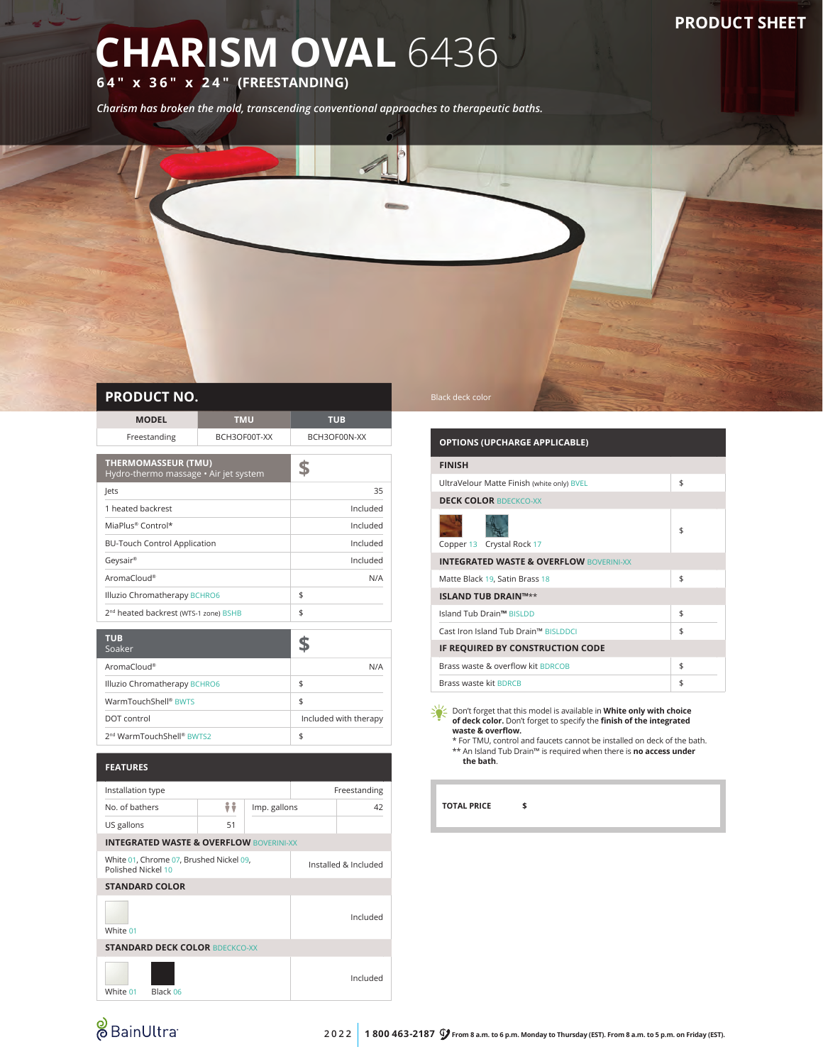PRODUCT SHEET

# CHARISM OVAL 6436

**64" x 36" x 24" (FREESTANDING)**

*Charism has broken the mold, transcending conventional approaches to therapeutic baths.*

Black deck color

## PRODUCT NO.

| MODEL | TMU | TUB |
|---|---|---|
| Freestanding | BCH3OF00T-XX | BCH3OF00N-XX |

| THERMOMASSEUR (TMU) Hydro-thermo massage • Air jet system | $ |
|---|---|
| Jets | 35 |
| 1 heated backrest | Included |
| MiaPlus® Control* | Included |
| BU-Touch Control Application | Included |
| Geysair® | Included |
| AromaCloud® | N/A |
| Illuzio Chromatherapy BCHRO6 | $ |
| 2nd heated backrest (WTS-1 zone) BSHB | $ |

| TUB Soaker | $ |
|---|---|
| AromaCloud® | N/A |
| Illuzio Chromatherapy BCHRO6 | $ |
| WarmTouchShell® BWTS | $ |
| DOT control | Included with therapy |
| 2nd WarmTouchShell® BWTS2 | $ |

## FEATURES

| | | | |
|---|---|---|---|
| Installation type | | | Freestanding |
| No. of bathers | 2 | Imp. gallons | 42 |
| US gallons | 51 | | |

| INTEGRATED WASTE & OVERFLOW BOVERINI-XX | |
|---|---|
| White 01, Chrome 07, Brushed Nickel 09, Polished Nickel 10 | Installed & Included |
| **STANDARD COLOR** | |
| White 01 | Included |
| **STANDARD DECK COLOR** BDECKCO-XX | |
| White 01, Black 06 | Included |

## OPTIONS (UPCHARGE APPLICABLE)

| FINISH | |
|---|---|
| UltraVelour Matte Finish (white only) BVEL | $ |
| **DECK COLOR** BDECKCO-XX | |
| Copper 13, Crystal Rock 17 | $ |
| **INTEGRATED WASTE & OVERFLOW** BOVERINI-XX | |
| Matte Black 19, Satin Brass 18 | $ |
| **ISLAND TUB DRAIN™\*\*** | |
| Island Tub Drain™ BISLDD | $ |
| Cast Iron Island Tub Drain™ BISLDDCI | $ |
| **IF REQUIRED BY CONSTRUCTION CODE** | |
| Brass waste & overflow kit BDRCOB | $ |
| Brass waste kit BDRCB | $ |

Don't forget that this model is available in **White only with choice of deck color.** Don't forget to specify the **finish of the integrated waste & overflow.**

\* For TMU, control and faucets cannot be installed on deck of the bath.

\*\* An Island Tub Drain™ is required when there is **no access under the bath**.

**TOTAL PRICE** $

BainUltra

2022 | **1 800 463-2187** From 8 a.m. to 6 p.m. Monday to Thursday (EST). From 8 a.m. to 5 p.m. on Friday (EST).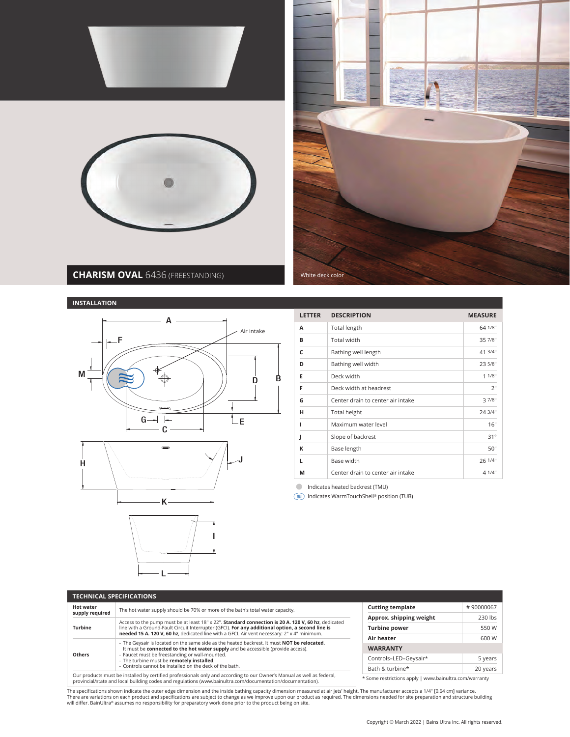## CHARISM OVAL 6436 (FREESTANDING)

White deck color

## INSTALLATION

A
Air intake
F
M
D
B
G
E
C
H
J
K
I
L

| LETTER | DESCRIPTION | MEASURE |
|---|---|---|
| A | Total length | 64 1/8" |
| B | Total width | 35 7/8" |
| C | Bathing well length | 41 3/4" |
| D | Bathing well width | 23 5/8" |
| E | Deck width | 1 1/8" |
| F | Deck width at headrest | 2" |
| G | Center drain to center air intake | 3 7/8" |
| H | Total height | 24 3/4" |
| I | Maximum water level | 16" |
| J | Slope of backrest | 31° |
| K | Base length | 50" |
| L | Base width | 26 1/4" |
| M | Center drain to center air intake | 4 1/4" |

Indicates heated backrest (TMU)

Indicates WarmTouchShell® position (TUB)

## TECHNICAL SPECIFICATIONS

| | |
|---|---|
| **Hot water supply required** | The hot water supply should be 70% or more of the bath's total water capacity. |
| **Turbine** | Access to the pump must be at least 18" x 22". **Standard connection is 20 A. 120 V, 60 hz**, dedicated line with a Ground-Fault Circuit Interrupter (GFCI). **For any additional option, a second line is needed 15 A. 120 V, 60 hz**, dedicated line with a GFCI. Air vent necessary: 2" x 4" minimum. |
| **Others** | - The Geysair is located on the same side as the heated backrest. It must **NOT be relocated**. It must be **connected to the hot water supply** and be accessible (provide access).<br>- Faucet must be freestanding or wall-mounted.<br>- The turbine must be **remotely installed**.<br>- Controls cannot be installed on the deck of the bath. |

Our products must be installed by certified professionals only and according to our Owner's Manual as well as federal, provincial/state and local building codes and regulations (www.bainultra.com/documentation/documentation).

| | |
|---|---|
| **Cutting template** | # 90000067 |
| **Approx. shipping weight** | 230 lbs |
| **Turbine power** | 550 W |
| **Air heater** | 600 W |
| **WARRANTY** | |
| Controls–LED–Geysair* | 5 years |
| Bath & turbine* | 20 years |

* Some restrictions apply | www.bainultra.com/warranty

The specifications shown indicate the outer edge dimension and the inside bathing capacity dimension measured at air jets' height. The manufacturer accepts a 1/4" [0.64 cm] variance. There are variations on each product and specifications are subject to change as we improve upon our product as required. The dimensions needed for site preparation and structure building will differ. BainUltra® assumes no responsibility for preparatory work done prior to the product being on site.

Copyright © March 2022 | Bains Ultra Inc. All rights reserved.